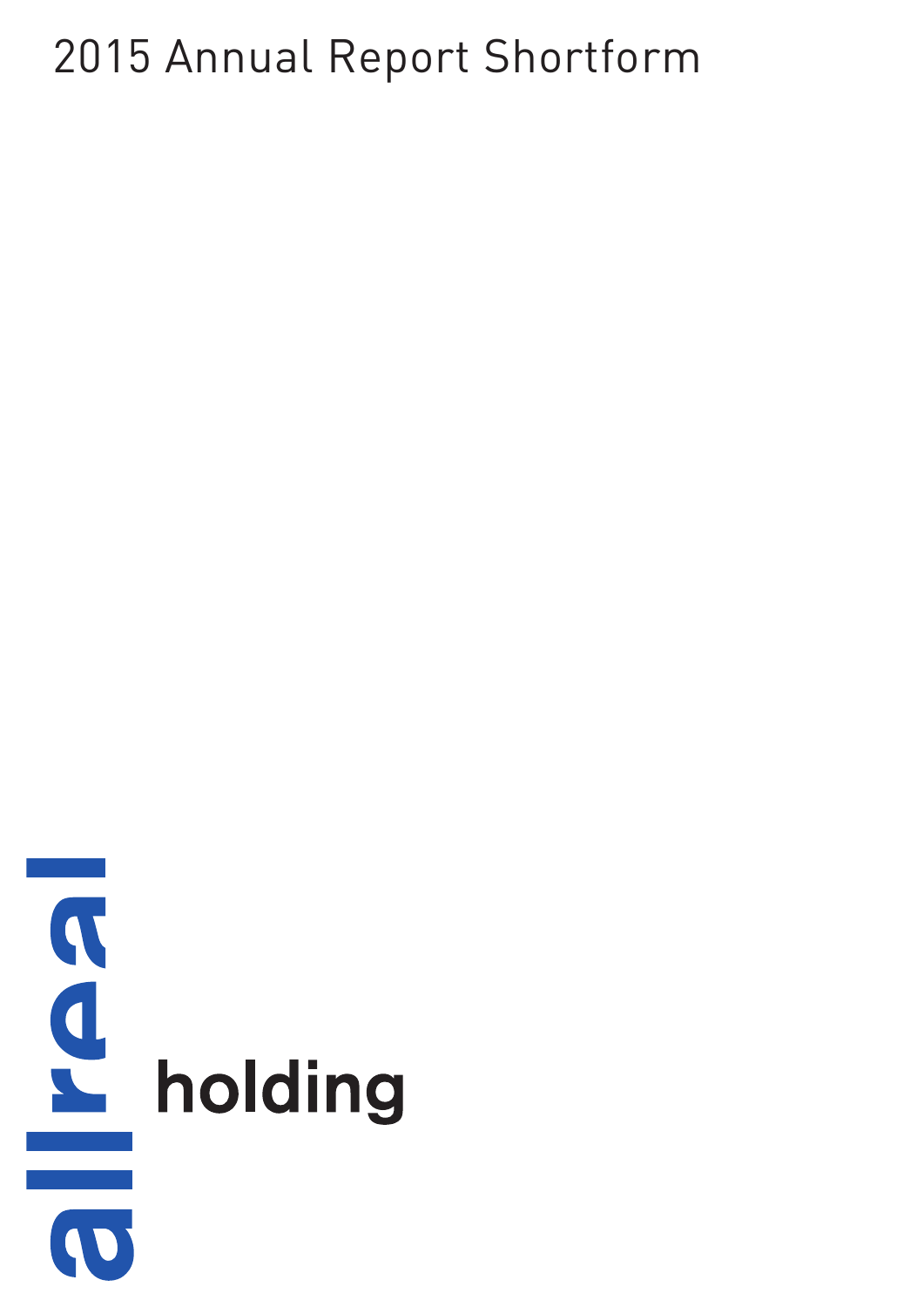# 2015 Annual Report Shortform

allreal holding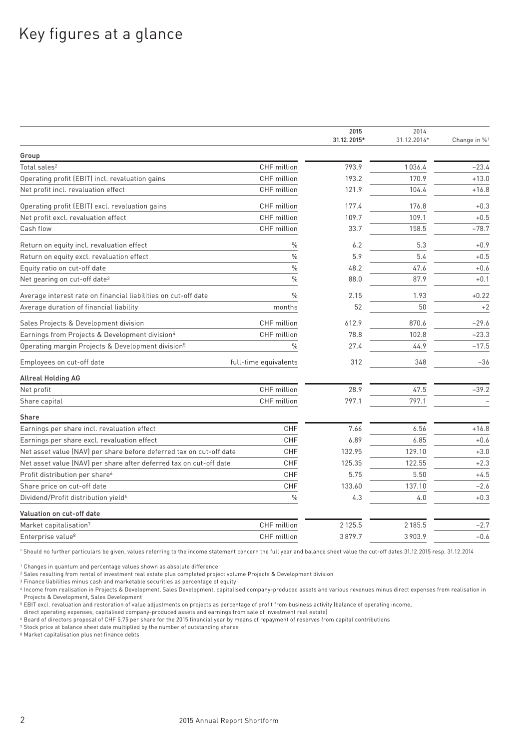# Key figures at a glance

| | | 2015<br>31.12.2015* | 2014<br>31.12.2014* | Change in %[1] |
|---|---|---|---|---|
| **Group** | | | | |
| Total sales[2] | CHF million | 793.9 | 1036.4 | –23.4 |
| Operating profit (EBIT) incl. revaluation gains | CHF million | 193.2 | 170.9 | +13.0 |
| Net profit incl. revaluation effect | CHF million | 121.9 | 104.4 | +16.8 |
| Operating profit (EBIT) excl. revaluation gains | CHF million | 177.4 | 176.8 | +0.3 |
| Net profit excl. revaluation effect | CHF million | 109.7 | 109.1 | +0.5 |
| Cash flow | CHF million | 33.7 | 158.5 | –78.7 |
| Return on equity incl. revaluation effect | % | 6.2 | 5.3 | +0.9 |
| Return on equity excl. revaluation effect | % | 5.9 | 5.4 | +0.5 |
| Equity ratio on cut-off date | % | 48.2 | 47.6 | +0.6 |
| Net gearing on cut-off date[3] | % | 88.0 | 87.9 | +0.1 |
| Average interest rate on financial liabilities on cut-off date | % | 2.15 | 1.93 | +0.22 |
| Average duration of financial liability | months | 52 | 50 | +2 |
| Sales Projects & Development division | CHF million | 612.9 | 870.6 | –29.6 |
| Earnings from Projects & Development division[4] | CHF million | 78.8 | 102.8 | –23.3 |
| Operating margin Projects & Development division[5] | % | 27.4 | 44.9 | –17.5 |
| Employees on cut-off date | full-time equivalents | 312 | 348 | –36 |
| **Allreal Holding AG** | | | | |
| Net profit | CHF million | 28.9 | 47.5 | –39.2 |
| Share capital | CHF million | 797.1 | 797.1 | – |
| **Share** | | | | |
| Earnings per share incl. revaluation effect | CHF | 7.66 | 6.56 | +16.8 |
| Earnings per share excl. revaluation effect | CHF | 6.89 | 6.85 | +0.6 |
| Net asset value (NAV) per share before deferred tax on cut-off date | CHF | 132.95 | 129.10 | +3.0 |
| Net asset value (NAV) per share after deferred tax on cut-off date | CHF | 125.35 | 122.55 | +2.3 |
| Profit distribution per share[6] | CHF | 5.75 | 5.50 | +4.5 |
| Share price on cut-off date | CHF | 133.60 | 137.10 | –2.6 |
| Dividend/Profit distribution yield[6] | % | 4.3 | 4.0 | +0.3 |
| **Valuation on cut-off date** | | | | |
| Market capitalisation[7] | CHF million | 2125.5 | 2185.5 | –2.7 |
| Enterprise value[8] | CHF million | 3879.7 | 3903.9 | –0.6 |

\* Should no further particulars be given, values referring to the income statement concern the full year and balance sheet value the cut-off dates 31.12.2015 resp. 31.12.2014

[1] Changes in quantum and percentage values shown as absolute difference

[2] Sales resulting from rental of investment real estate plus completed project volume Projects & Development division

[3] Finance liabilities minus cash and marketable securities as percentage of equity

[4] Income from realisation in Projects & Development, Sales Development, capitalised company-produced assets and various revenues minus direct expenses from realisation in Projects & Development, Sales Development

[5] EBIT excl. revaluation and restoration of value adjustments on projects as percentage of profit from business activity (balance of operating income, direct operating expenses, capitalised company-produced assets and earnings from sale of investment real estate)

[6] Board of directors proposal of CHF 5.75 per share for the 2015 financial year by means of repayment of reserves from capital contributions

[7] Stock price at balance sheet date multiplied by the number of outstanding shares

[8] Market capitalisation plus net finance debts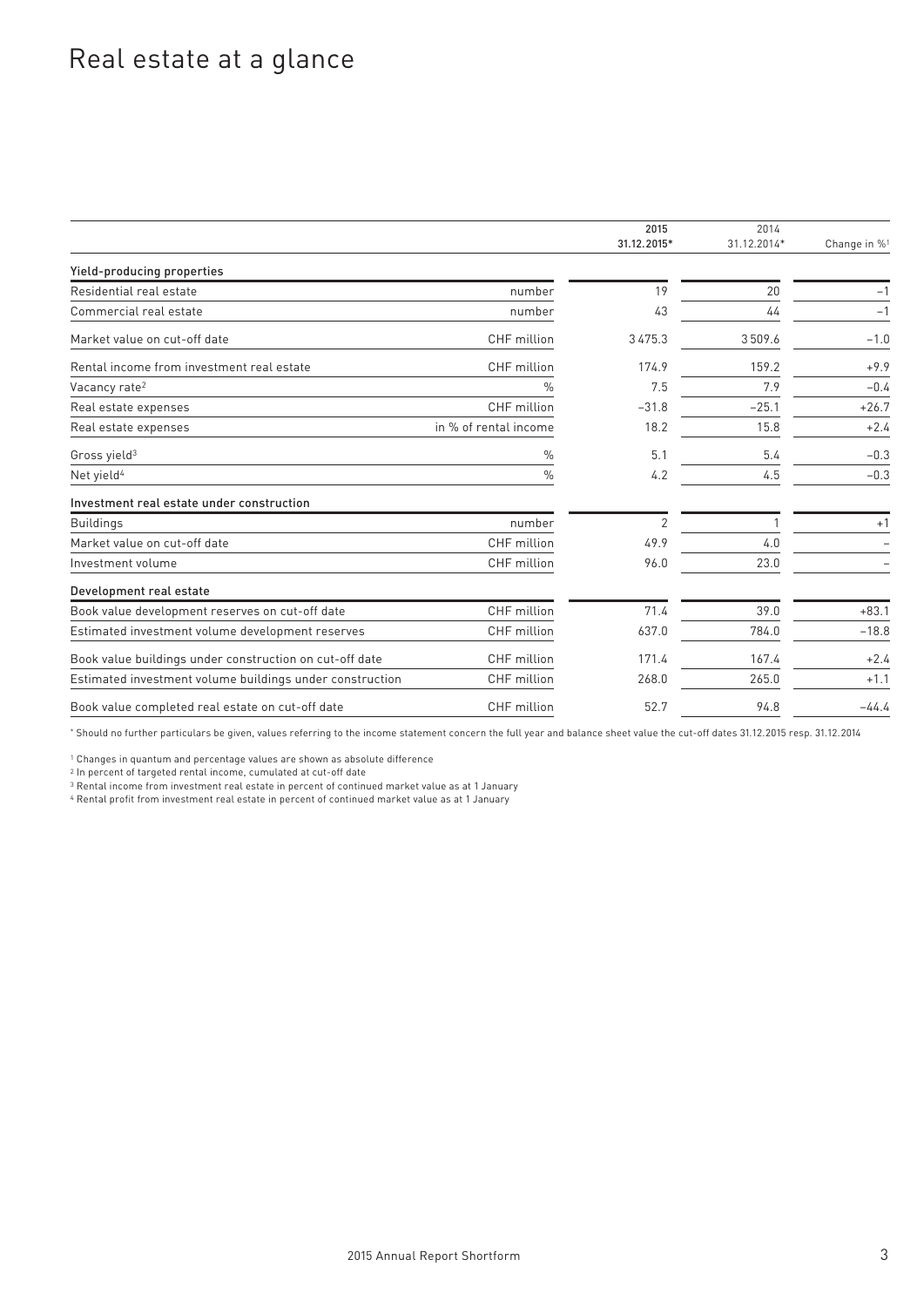# Real estate at a glance

| | | 2015<br>31.12.2015* | 2014<br>31.12.2014* | Change in %[1] |
|---|---|---|---|---|
| **Yield-producing properties** | | | | |
| Residential real estate | number | 19 | 20 | −1 |
| Commercial real estate | number | 43 | 44 | −1 |
| Market value on cut-off date | CHF million | 3 475.3 | 3 509.6 | −1.0 |
| Rental income from investment real estate | CHF million | 174.9 | 159.2 | +9.9 |
| Vacancy rate[2] | % | 7.5 | 7.9 | −0.4 |
| Real estate expenses | CHF million | −31.8 | −25.1 | +26.7 |
| Real estate expenses | in % of rental income | 18.2 | 15.8 | +2.4 |
| Gross yield[3] | % | 5.1 | 5.4 | −0.3 |
| Net yield[4] | % | 4.2 | 4.5 | −0.3 |
| **Investment real estate under construction** | | | | |
| Buildings | number | 2 | 1 | +1 |
| Market value on cut-off date | CHF million | 49.9 | 4.0 | – |
| Investment volume | CHF million | 96.0 | 23.0 | – |
| **Development real estate** | | | | |
| Book value development reserves on cut-off date | CHF million | 71.4 | 39.0 | +83.1 |
| Estimated investment volume development reserves | CHF million | 637.0 | 784.0 | −18.8 |
| Book value buildings under construction on cut-off date | CHF million | 171.4 | 167.4 | +2.4 |
| Estimated investment volume buildings under construction | CHF million | 268.0 | 265.0 | +1.1 |
| Book value completed real estate on cut-off date | CHF million | 52.7 | 94.8 | −44.4 |

\* Should no further particulars be given, values referring to the income statement concern the full year and balance sheet value the cut-off dates 31.12.2015 resp. 31.12.2014

[1] Changes in quantum and percentage values are shown as absolute difference

[2] In percent of targeted rental income, cumulated at cut-off date

[3] Rental income from investment real estate in percent of continued market value as at 1 January

[4] Rental profit from investment real estate in percent of continued market value as at 1 January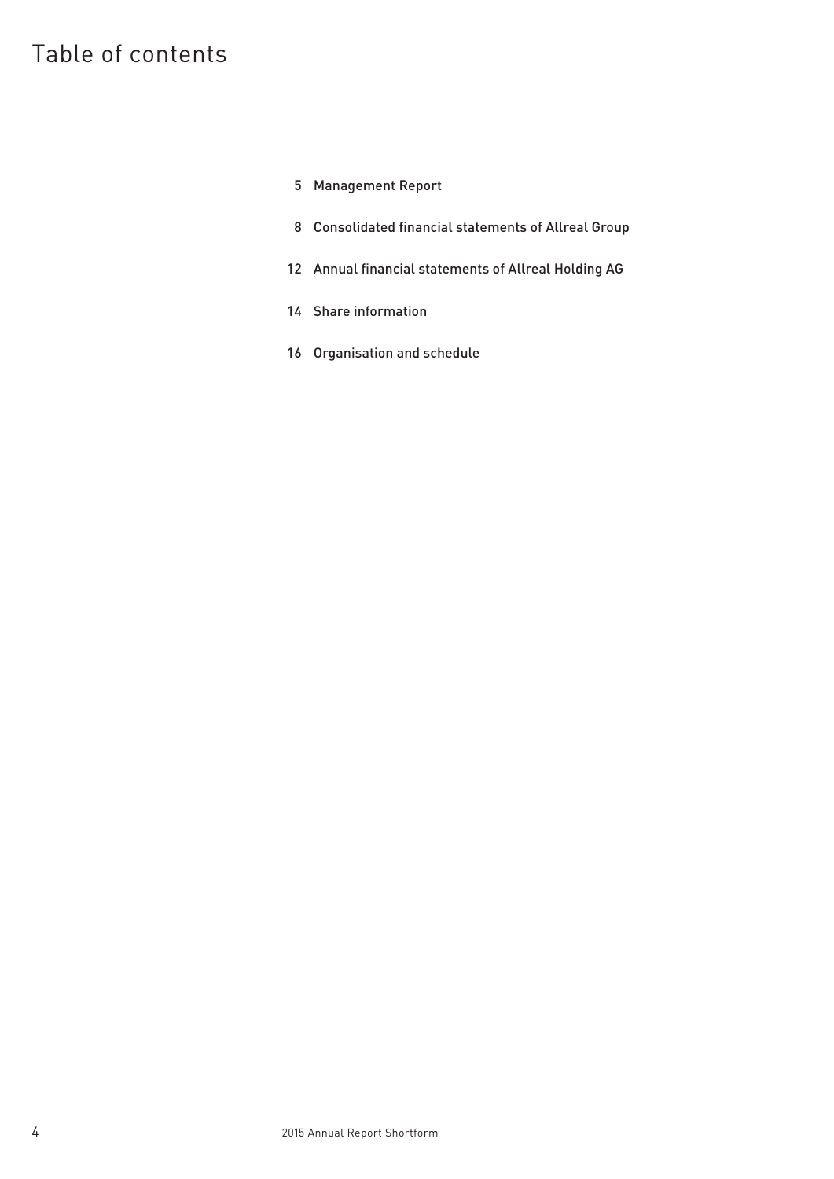# Table of contents

5 Management Report

8 Consolidated financial statements of Allreal Group

12 Annual financial statements of Allreal Holding AG

14 Share information

16 Organisation and schedule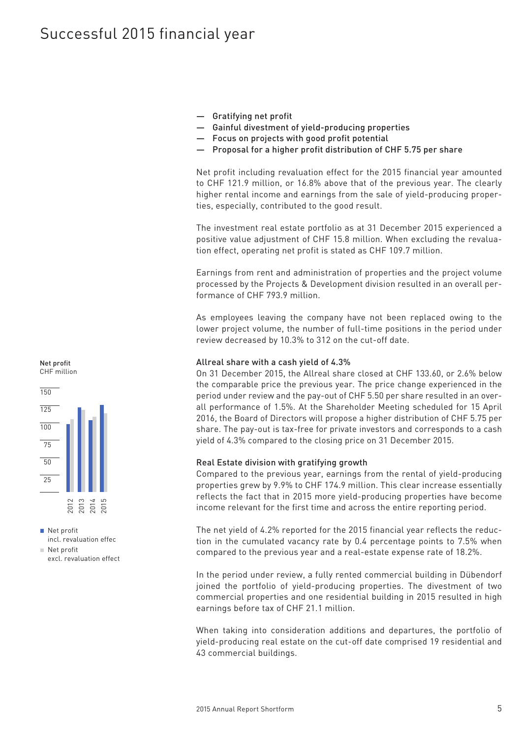# Successful 2015 financial year

- Gratifying net profit
- Gainful divestment of yield-producing properties
- Focus on projects with good profit potential
- Proposal for a higher profit distribution of CHF 5.75 per share

Net profit including revaluation effect for the 2015 financial year amounted to CHF 121.9 million, or 16.8% above that of the previous year. The clearly higher rental income and earnings from the sale of yield-producing properties, especially, contributed to the good result.

The investment real estate portfolio as at 31 December 2015 experienced a positive value adjustment of CHF 15.8 million. When excluding the revaluation effect, operating net profit is stated as CHF 109.7 million.

Earnings from rent and administration of properties and the project volume processed by the Projects & Development division resulted in an overall performance of CHF 793.9 million.

As employees leaving the company have not been replaced owing to the lower project volume, the number of full-time positions in the period under review decreased by 10.3% to 312 on the cut-off date.

**Net profit**
CHF million

- Net profit incl. revaluation effec
- Net profit excl. revaluation effect

### Allreal share with a cash yield of 4.3%

On 31 December 2015, the Allreal share closed at CHF 133.60, or 2.6% below the comparable price the previous year. The price change experienced in the period under review and the pay-out of CHF 5.50 per share resulted in an overall performance of 1.5%. At the Shareholder Meeting scheduled for 15 April 2016, the Board of Directors will propose a higher distribution of CHF 5.75 per share. The pay-out is tax-free for private investors and corresponds to a cash yield of 4.3% compared to the closing price on 31 December 2015.

### Real Estate division with gratifying growth

Compared to the previous year, earnings from the rental of yield-producing properties grew by 9.9% to CHF 174.9 million. This clear increase essentially reflects the fact that in 2015 more yield-producing properties have become income relevant for the first time and across the entire reporting period.

The net yield of 4.2% reported for the 2015 financial year reflects the reduction in the cumulated vacancy rate by 0.4 percentage points to 7.5% when compared to the previous year and a real-estate expense rate of 18.2%.

In the period under review, a fully rented commercial building in Dübendorf joined the portfolio of yield-producing properties. The divestment of two commercial properties and one residential building in 2015 resulted in high earnings before tax of CHF 21.1 million.

When taking into consideration additions and departures, the portfolio of yield-producing real estate on the cut-off date comprised 19 residential and 43 commercial buildings.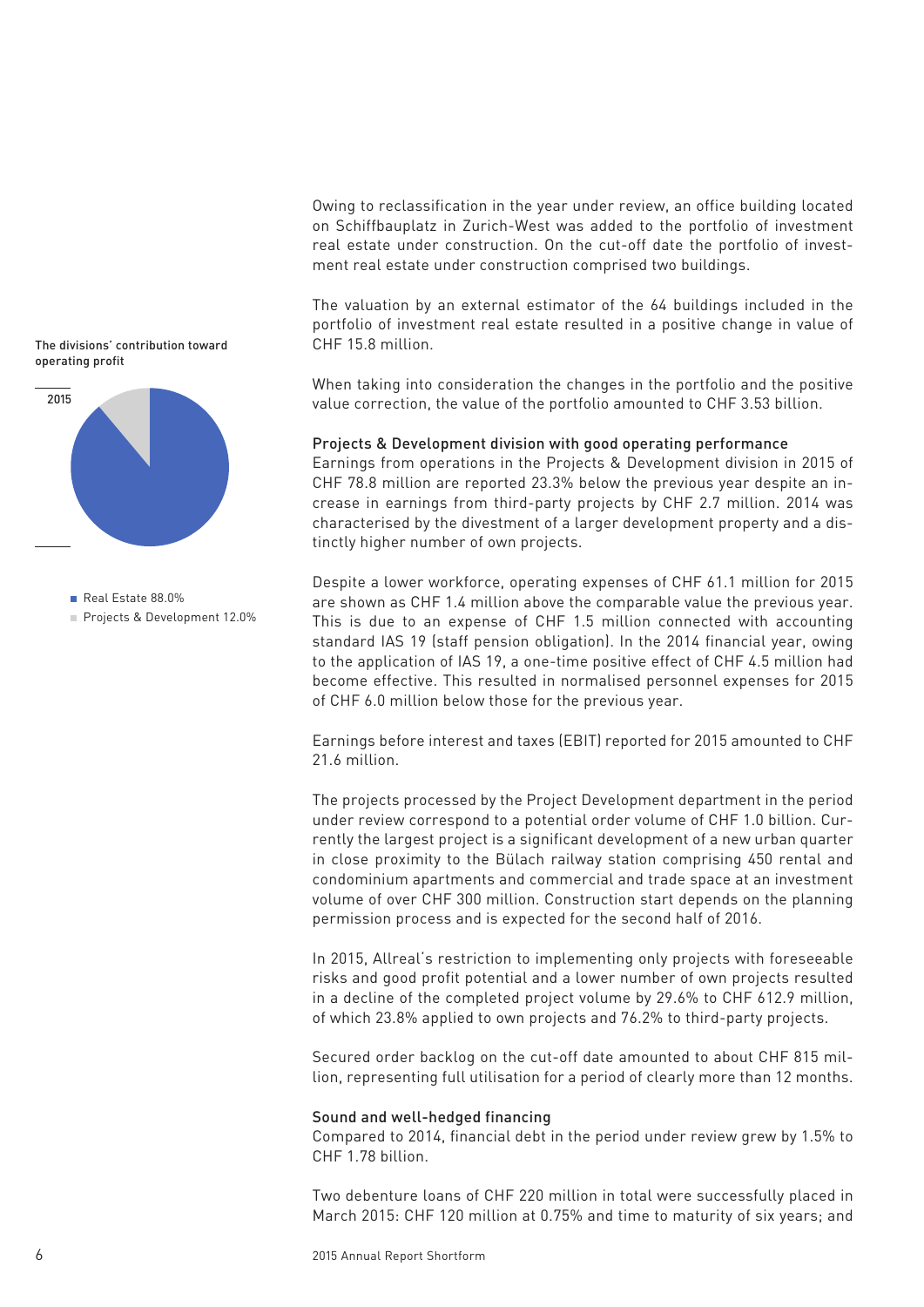Owing to reclassification in the year under review, an office building located on Schiffbauplatz in Zurich-West was added to the portfolio of investment real estate under construction. On the cut-off date the portfolio of investment real estate under construction comprised two buildings.

The valuation by an external estimator of the 64 buildings included in the portfolio of investment real estate resulted in a positive change in value of CHF 15.8 million.

When taking into consideration the changes in the portfolio and the positive value correction, the value of the portfolio amounted to CHF 3.53 billion.

The divisions' contribution toward operating profit

2015

- Real Estate 88.0%
- Projects & Development 12.0%

### Projects & Development division with good operating performance

Earnings from operations in the Projects & Development division in 2015 of CHF 78.8 million are reported 23.3% below the previous year despite an increase in earnings from third-party projects by CHF 2.7 million. 2014 was characterised by the divestment of a larger development property and a distinctly higher number of own projects.

Despite a lower workforce, operating expenses of CHF 61.1 million for 2015 are shown as CHF 1.4 million above the comparable value the previous year. This is due to an expense of CHF 1.5 million connected with accounting standard IAS 19 (staff pension obligation). In the 2014 financial year, owing to the application of IAS 19, a one-time positive effect of CHF 4.5 million had become effective. This resulted in normalised personnel expenses for 2015 of CHF 6.0 million below those for the previous year.

Earnings before interest and taxes (EBIT) reported for 2015 amounted to CHF 21.6 million.

The projects processed by the Project Development department in the period under review correspond to a potential order volume of CHF 1.0 billion. Currently the largest project is a significant development of a new urban quarter in close proximity to the Bülach railway station comprising 450 rental and condominium apartments and commercial and trade space at an investment volume of over CHF 300 million. Construction start depends on the planning permission process and is expected for the second half of 2016.

In 2015, Allreal's restriction to implementing only projects with foreseeable risks and good profit potential and a lower number of own projects resulted in a decline of the completed project volume by 29.6% to CHF 612.9 million, of which 23.8% applied to own projects and 76.2% to third-party projects.

Secured order backlog on the cut-off date amounted to about CHF 815 million, representing full utilisation for a period of clearly more than 12 months.

### Sound and well-hedged financing

Compared to 2014, financial debt in the period under review grew by 1.5% to CHF 1.78 billion.

Two debenture loans of CHF 220 million in total were successfully placed in March 2015: CHF 120 million at 0.75% and time to maturity of six years; and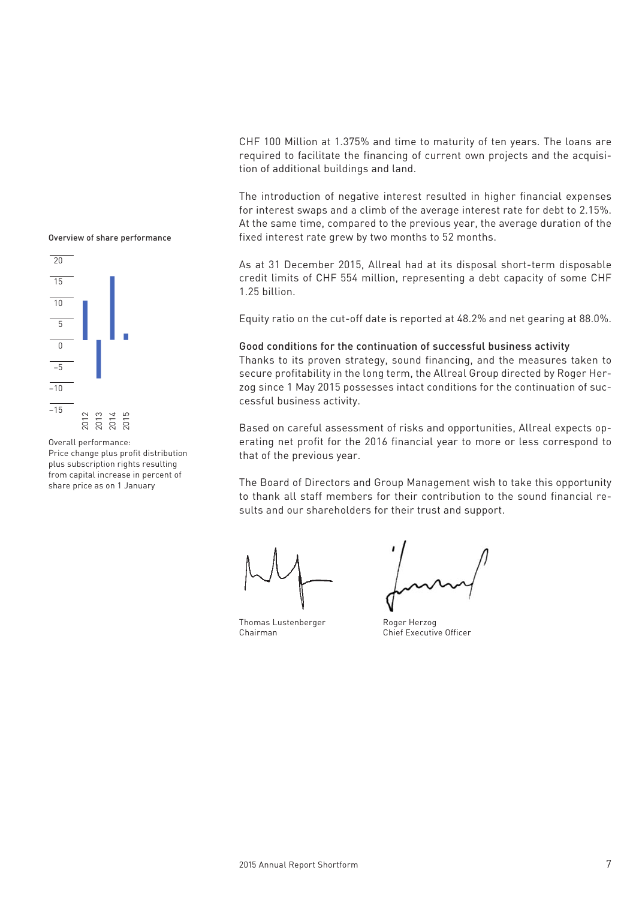CHF 100 Million at 1.375% and time to maturity of ten years. The loans are required to facilitate the financing of current own projects and the acquisition of additional buildings and land.

The introduction of negative interest resulted in higher financial expenses for interest swaps and a climb of the average interest rate for debt to 2.15%. At the same time, compared to the previous year, the average duration of the fixed interest rate grew by two months to 52 months.

As at 31 December 2015, Allreal had at its disposal short-term disposable credit limits of CHF 554 million, representing a debt capacity of some CHF 1.25 billion.

Equity ratio on the cut-off date is reported at 48.2% and net gearing at 88.0%.

### Good conditions for the continuation of successful business activity

Thanks to its proven strategy, sound financing, and the measures taken to secure profitability in the long term, the Allreal Group directed by Roger Herzog since 1 May 2015 possesses intact conditions for the continuation of successful business activity.

Based on careful assessment of risks and opportunities, Allreal expects operating net profit for the 2016 financial year to more or less correspond to that of the previous year.

The Board of Directors and Group Management wish to take this opportunity to thank all staff members for their contribution to the sound financial results and our shareholders for their trust and support.

Thomas Lustenberger
Chairman

Roger Herzog
Chief Executive Officer

Overview of share performance

Overall performance:
Price change plus profit distribution plus subscription rights resulting from capital increase in percent of share price as on 1 January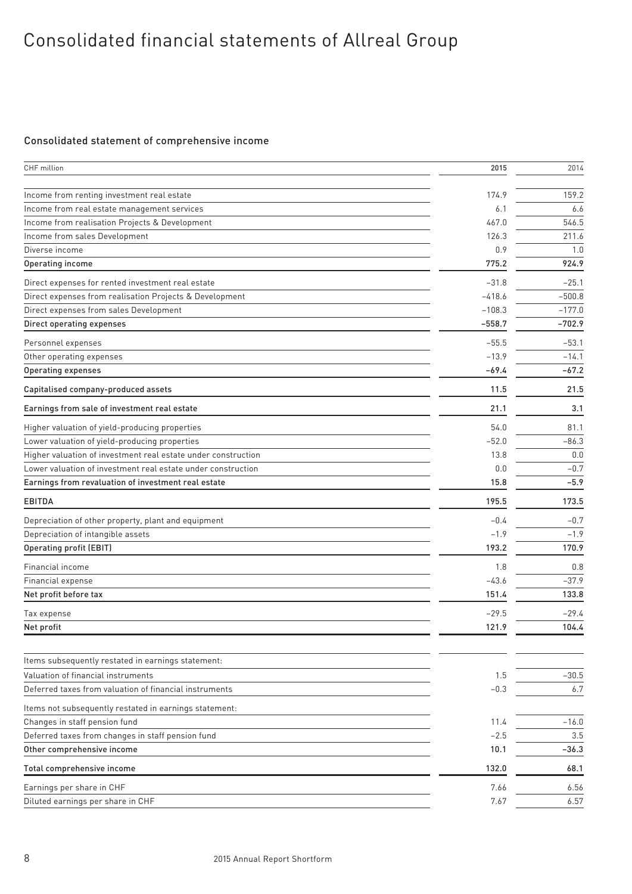# Consolidated financial statements of Allreal Group

## Consolidated statement of comprehensive income

| CHF million | 2015 | 2014 |
|---|---|---|
| Income from renting investment real estate | 174.9 | 159.2 |
| Income from real estate management services | 6.1 | 6.6 |
| Income from realisation Projects & Development | 467.0 | 546.5 |
| Income from sales Development | 126.3 | 211.6 |
| Diverse income | 0.9 | 1.0 |
| **Operating income** | **775.2** | **924.9** |
| Direct expenses for rented investment real estate | –31.8 | –25.1 |
| Direct expenses from realisation Projects & Development | –418.6 | –500.8 |
| Direct expenses from sales Development | –108.3 | –177.0 |
| **Direct operating expenses** | **–558.7** | **–702.9** |
| Personnel expenses | –55.5 | –53.1 |
| Other operating expenses | –13.9 | –14.1 |
| **Operating expenses** | **–69.4** | **–67.2** |
| **Capitalised company-produced assets** | **11.5** | **21.5** |
| **Earnings from sale of investment real estate** | **21.1** | **3.1** |
| Higher valuation of yield-producing properties | 54.0 | 81.1 |
| Lower valuation of yield-producing properties | –52.0 | –86.3 |
| Higher valuation of investment real estate under construction | 13.8 | 0.0 |
| Lower valuation of investment real estate under construction | 0.0 | –0.7 |
| **Earnings from revaluation of investment real estate** | **15.8** | **–5.9** |
| **EBITDA** | **195.5** | **173.5** |
| Depreciation of other property, plant and equipment | –0.4 | –0.7 |
| Depreciation of intangible assets | –1.9 | –1.9 |
| **Operating profit (EBIT)** | **193.2** | **170.9** |
| Financial income | 1.8 | 0.8 |
| Financial expense | –43.6 | –37.9 |
| **Net profit before tax** | **151.4** | **133.8** |
| Tax expense | –29.5 | –29.4 |
| **Net profit** | **121.9** | **104.4** |
| Items subsequently restated in earnings statement: | | |
| Valuation of financial instruments | 1.5 | –30.5 |
| Deferred taxes from valuation of financial instruments | –0.3 | 6.7 |
| Items not subsequently restated in earnings statement: | | |
| Changes in staff pension fund | 11.4 | –16.0 |
| Deferred taxes from changes in staff pension fund | –2.5 | 3.5 |
| **Other comprehensive income** | **10.1** | **–36.3** |
| **Total comprehensive income** | **132.0** | **68.1** |
| Earnings per share in CHF | 7.66 | 6.56 |
| Diluted earnings per share in CHF | 7.67 | 6.57 |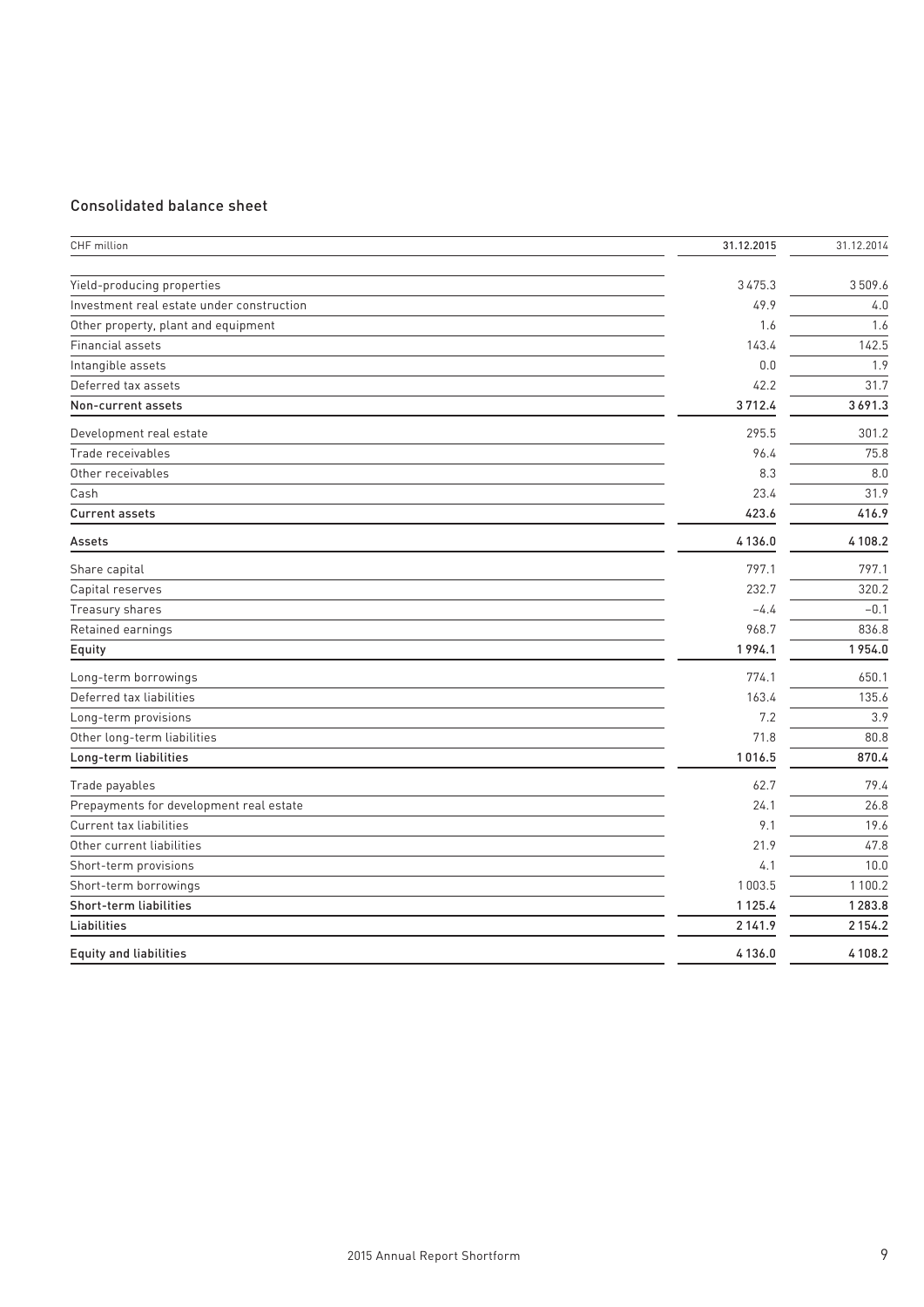## Consolidated balance sheet

| CHF million | 31.12.2015 | 31.12.2014 |
| --- | --- | --- |
| Yield-producing properties | 3 475.3 | 3 509.6 |
| Investment real estate under construction | 49.9 | 4.0 |
| Other property, plant and equipment | 1.6 | 1.6 |
| Financial assets | 143.4 | 142.5 |
| Intangible assets | 0.0 | 1.9 |
| Deferred tax assets | 42.2 | 31.7 |
| **Non-current assets** | **3 712.4** | **3 691.3** |
| Development real estate | 295.5 | 301.2 |
| Trade receivables | 96.4 | 75.8 |
| Other receivables | 8.3 | 8.0 |
| Cash | 23.4 | 31.9 |
| **Current assets** | **423.6** | **416.9** |
| **Assets** | **4 136.0** | **4 108.2** |
| Share capital | 797.1 | 797.1 |
| Capital reserves | 232.7 | 320.2 |
| Treasury shares | –4.4 | –0.1 |
| Retained earnings | 968.7 | 836.8 |
| **Equity** | **1 994.1** | **1 954.0** |
| Long-term borrowings | 774.1 | 650.1 |
| Deferred tax liabilities | 163.4 | 135.6 |
| Long-term provisions | 7.2 | 3.9 |
| Other long-term liabilities | 71.8 | 80.8 |
| **Long-term liabilities** | **1 016.5** | **870.4** |
| Trade payables | 62.7 | 79.4 |
| Prepayments for development real estate | 24.1 | 26.8 |
| Current tax liabilities | 9.1 | 19.6 |
| Other current liabilities | 21.9 | 47.8 |
| Short-term provisions | 4.1 | 10.0 |
| Short-term borrowings | 1 003.5 | 1 100.2 |
| **Short-term liabilities** | **1 125.4** | **1 283.8** |
| **Liabilities** | **2 141.9** | **2 154.2** |
| **Equity and liabilities** | **4 136.0** | **4 108.2** |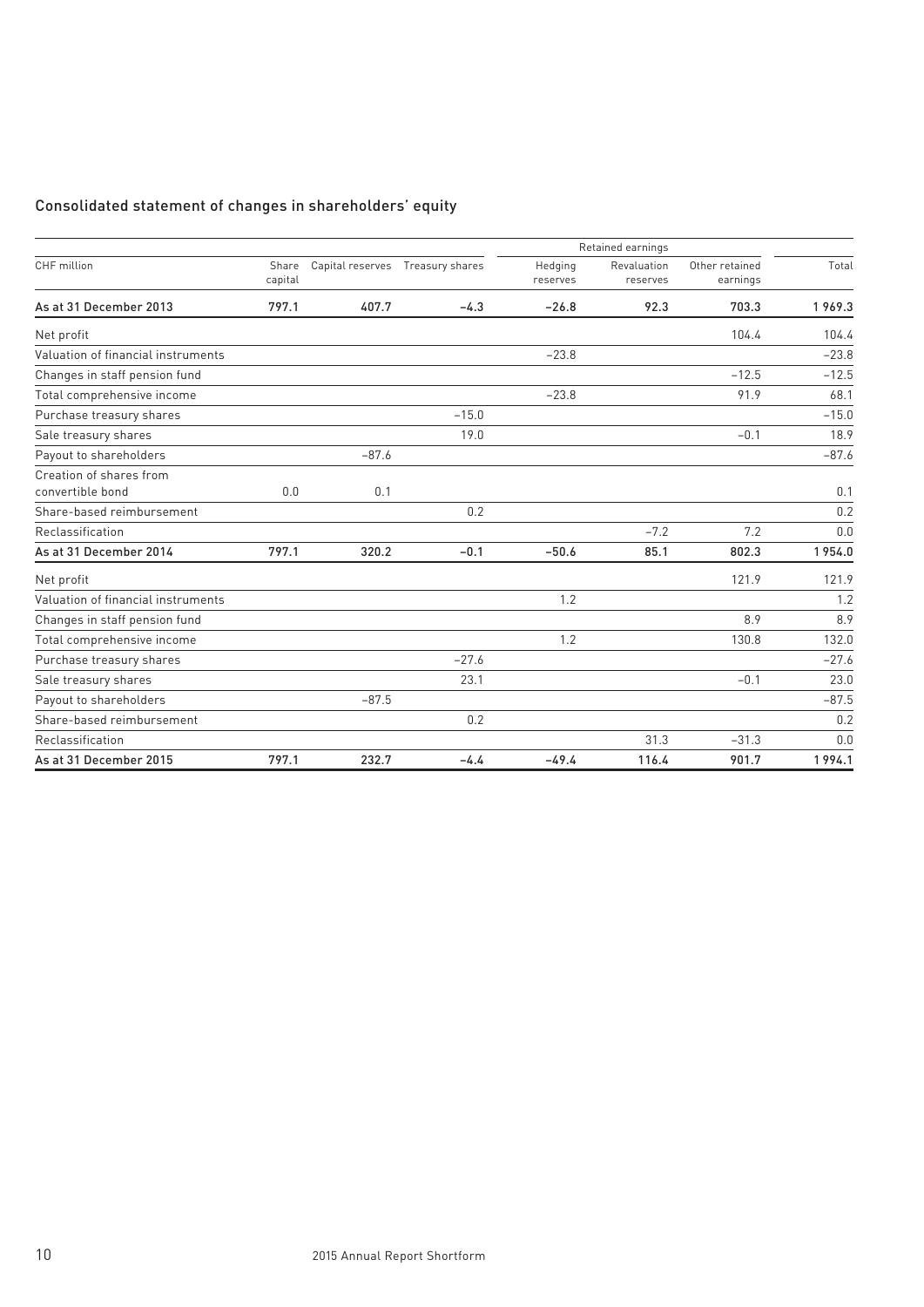## Consolidated statement of changes in shareholders' equity

| CHF million | Share capital | Capital reserves | Treasury shares | Retained earnings | | | Total |
|---|---|---|---|---|---|---|---|
| | | | | Hedging reserves | Revaluation reserves | Other retained earnings | |
| **As at 31 December 2013** | **797.1** | **407.7** | **–4.3** | **–26.8** | **92.3** | **703.3** | **1 969.3** |
| Net profit | | | | | | 104.4 | 104.4 |
| Valuation of financial instruments | | | | –23.8 | | | –23.8 |
| Changes in staff pension fund | | | | | | –12.5 | –12.5 |
| Total comprehensive income | | | | –23.8 | | 91.9 | 68.1 |
| Purchase treasury shares | | | –15.0 | | | | –15.0 |
| Sale treasury shares | | | 19.0 | | | –0.1 | 18.9 |
| Payout to shareholders | | –87.6 | | | | | –87.6 |
| Creation of shares from convertible bond | 0.0 | 0.1 | | | | | 0.1 |
| Share-based reimbursement | | | 0.2 | | | | 0.2 |
| Reclassification | | | | | –7.2 | 7.2 | 0.0 |
| **As at 31 December 2014** | **797.1** | **320.2** | **–0.1** | **–50.6** | **85.1** | **802.3** | **1 954.0** |
| Net profit | | | | | | 121.9 | 121.9 |
| Valuation of financial instruments | | | | 1.2 | | | 1.2 |
| Changes in staff pension fund | | | | | | 8.9 | 8.9 |
| Total comprehensive income | | | | 1.2 | | 130.8 | 132.0 |
| Purchase treasury shares | | | –27.6 | | | | –27.6 |
| Sale treasury shares | | | 23.1 | | | –0.1 | 23.0 |
| Payout to shareholders | | –87.5 | | | | | –87.5 |
| Share-based reimbursement | | | 0.2 | | | | 0.2 |
| Reclassification | | | | | 31.3 | –31.3 | 0.0 |
| **As at 31 December 2015** | **797.1** | **232.7** | **–4.4** | **–49.4** | **116.4** | **901.7** | **1 994.1** |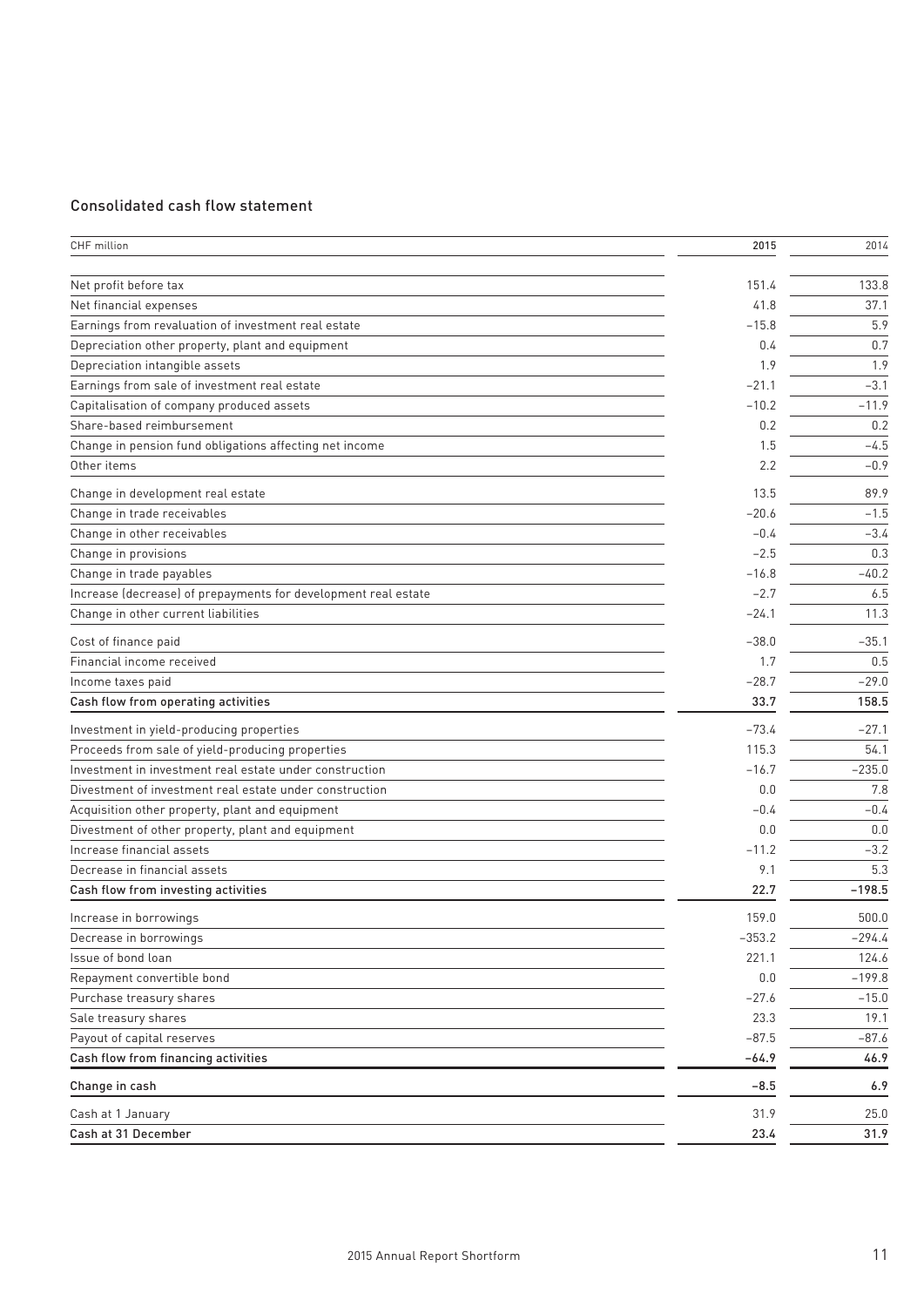## Consolidated cash flow statement

| CHF million | 2015 | 2014 |
|---|---|---|
| Net profit before tax | 151.4 | 133.8 |
| Net financial expenses | 41.8 | 37.1 |
| Earnings from revaluation of investment real estate | –15.8 | 5.9 |
| Depreciation other property, plant and equipment | 0.4 | 0.7 |
| Depreciation intangible assets | 1.9 | 1.9 |
| Earnings from sale of investment real estate | –21.1 | –3.1 |
| Capitalisation of company produced assets | –10.2 | –11.9 |
| Share-based reimbursement | 0.2 | 0.2 |
| Change in pension fund obligations affecting net income | 1.5 | –4.5 |
| Other items | 2.2 | –0.9 |
| Change in development real estate | 13.5 | 89.9 |
| Change in trade receivables | –20.6 | –1.5 |
| Change in other receivables | –0.4 | –3.4 |
| Change in provisions | –2.5 | 0.3 |
| Change in trade payables | –16.8 | –40.2 |
| Increase (decrease) of prepayments for development real estate | –2.7 | 6.5 |
| Change in other current liabilities | –24.1 | 11.3 |
| Cost of finance paid | –38.0 | –35.1 |
| Financial income received | 1.7 | 0.5 |
| Income taxes paid | –28.7 | –29.0 |
| **Cash flow from operating activities** | **33.7** | **158.5** |
| Investment in yield-producing properties | –73.4 | –27.1 |
| Proceeds from sale of yield-producing properties | 115.3 | 54.1 |
| Investment in investment real estate under construction | –16.7 | –235.0 |
| Divestment of investment real estate under construction | 0.0 | 7.8 |
| Acquisition other property, plant and equipment | –0.4 | –0.4 |
| Divestment of other property, plant and equipment | 0.0 | 0.0 |
| Increase financial assets | –11.2 | –3.2 |
| Decrease in financial assets | 9.1 | 5.3 |
| **Cash flow from investing activities** | **22.7** | **–198.5** |
| Increase in borrowings | 159.0 | 500.0 |
| Decrease in borrowings | –353.2 | –294.4 |
| Issue of bond loan | 221.1 | 124.6 |
| Repayment convertible bond | 0.0 | –199.8 |
| Purchase treasury shares | –27.6 | –15.0 |
| Sale treasury shares | 23.3 | 19.1 |
| Payout of capital reserves | –87.5 | –87.6 |
| **Cash flow from financing activities** | **–64.9** | **46.9** |
| **Change in cash** | **–8.5** | **6.9** |
| Cash at 1 January | 31.9 | 25.0 |
| **Cash at 31 December** | **23.4** | **31.9** |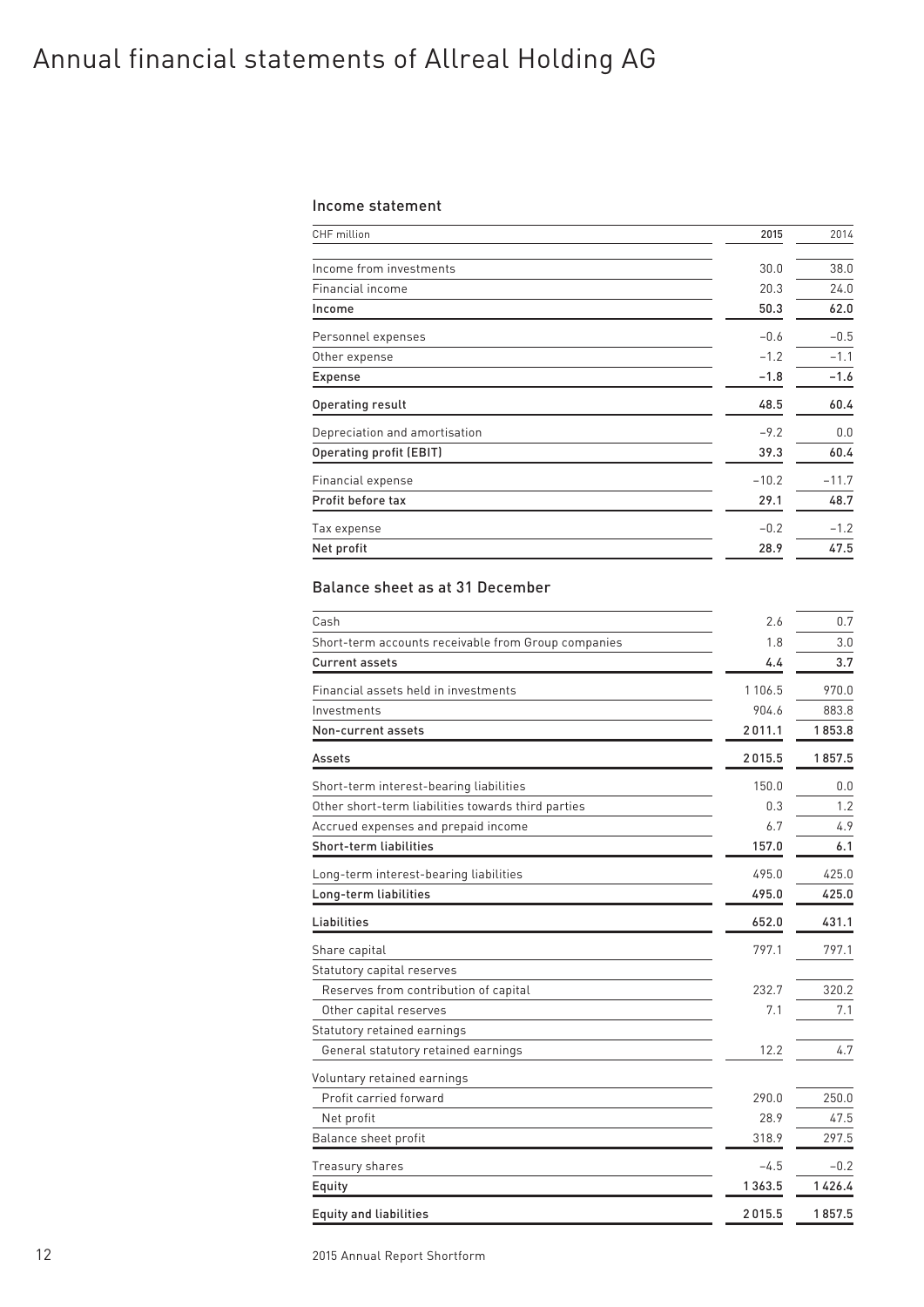# Annual financial statements of Allreal Holding AG

## Income statement

| CHF million | 2015 | 2014 |
|---|---|---|
| Income from investments | 30.0 | 38.0 |
| Financial income | 20.3 | 24.0 |
| **Income** | **50.3** | **62.0** |
| Personnel expenses | –0.6 | –0.5 |
| Other expense | –1.2 | –1.1 |
| **Expense** | **–1.8** | **–1.6** |
| **Operating result** | **48.5** | **60.4** |
| Depreciation and amortisation | –9.2 | 0.0 |
| **Operating profit (EBIT)** | **39.3** | **60.4** |
| Financial expense | –10.2 | –11.7 |
| **Profit before tax** | **29.1** | **48.7** |
| Tax expense | –0.2 | –1.2 |
| **Net profit** | **28.9** | **47.5** |

## Balance sheet as at 31 December

| | 2015 | 2014 |
|---|---|---|
| Cash | 2.6 | 0.7 |
| Short-term accounts receivable from Group companies | 1.8 | 3.0 |
| **Current assets** | **4.4** | **3.7** |
| Financial assets held in investments | 1 106.5 | 970.0 |
| Investments | 904.6 | 883.8 |
| **Non-current assets** | **2 011.1** | **1 853.8** |
| **Assets** | **2 015.5** | **1 857.5** |
| Short-term interest-bearing liabilities | 150.0 | 0.0 |
| Other short-term liabilities towards third parties | 0.3 | 1.2 |
| Accrued expenses and prepaid income | 6.7 | 4.9 |
| **Short-term liabilities** | **157.0** | **6.1** |
| Long-term interest-bearing liabilities | 495.0 | 425.0 |
| **Long-term liabilities** | **495.0** | **425.0** |
| **Liabilities** | **652.0** | **431.1** |
| Share capital | 797.1 | 797.1 |
| Statutory capital reserves | | |
| Reserves from contribution of capital | 232.7 | 320.2 |
| Other capital reserves | 7.1 | 7.1 |
| Statutory retained earnings | | |
| General statutory retained earnings | 12.2 | 4.7 |
| Voluntary retained earnings | | |
| Profit carried forward | 290.0 | 250.0 |
| Net profit | 28.9 | 47.5 |
| Balance sheet profit | 318.9 | 297.5 |
| Treasury shares | –4.5 | –0.2 |
| **Equity** | **1 363.5** | **1 426.4** |
| **Equity and liabilities** | **2 015.5** | **1 857.5** |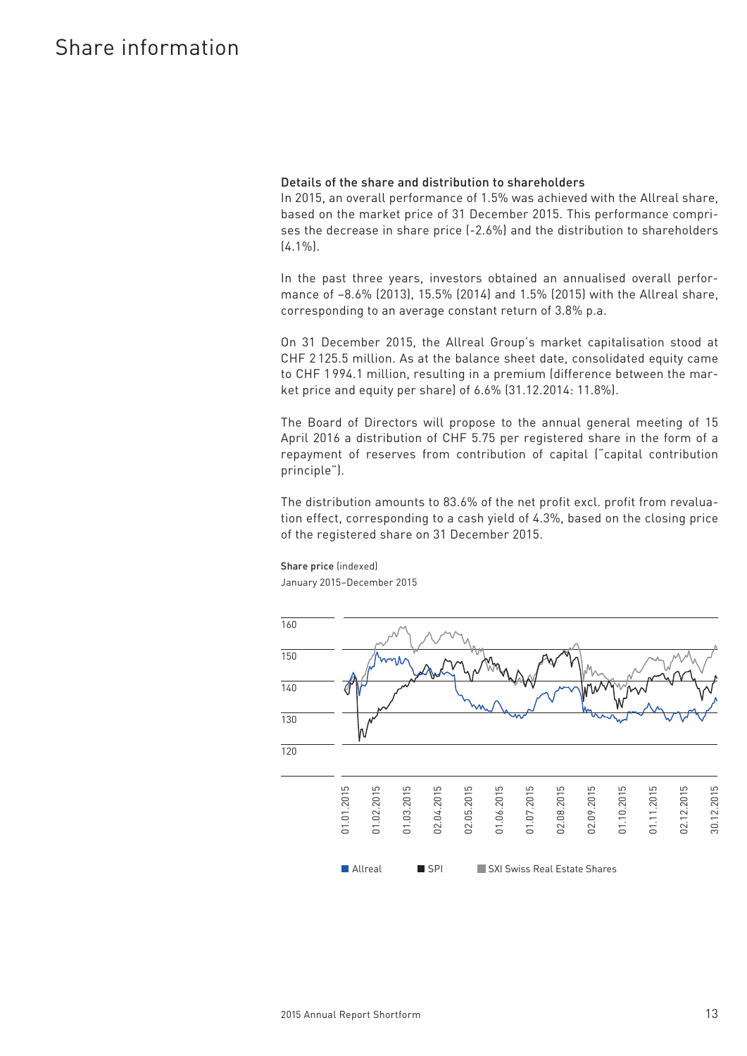# Share information

## Details of the share and distribution to shareholders

In 2015, an overall performance of 1.5% was achieved with the Allreal share, based on the market price of 31 December 2015. This performance comprises the decrease in share price (-2.6%) and the distribution to shareholders (4.1%).

In the past three years, investors obtained an annualised overall performance of –8.6% (2013), 15.5% (2014) and 1.5% (2015) with the Allreal share, corresponding to an average constant return of 3.8% p.a.

On 31 December 2015, the Allreal Group's market capitalisation stood at CHF 2 125.5 million. As at the balance sheet date, consolidated equity came to CHF 1 994.1 million, resulting in a premium (difference between the market price and equity per share) of 6.6% (31.12.2014: 11.8%).

The Board of Directors will propose to the annual general meeting of 15 April 2016 a distribution of CHF 5.75 per registered share in the form of a repayment of reserves from contribution of capital ("capital contribution principle").

The distribution amounts to 83.6% of the net profit excl. profit from revaluation effect, corresponding to a cash yield of 4.3%, based on the closing price of the registered share on 31 December 2015.

**Share price** (indexed)
January 2015–December 2015

Y-axis: 120, 130, 140, 150, 160

X-axis: 01.01.2015, 01.02.2015, 01.03.2015, 02.04.2015, 02.05.2015, 01.06.2015, 01.07.2015, 02.08.2015, 02.09.2015, 01.10.2015, 01.11.2015, 02.12.2015, 30.12.2015

Allreal | SPI | SXI Swiss Real Estate Shares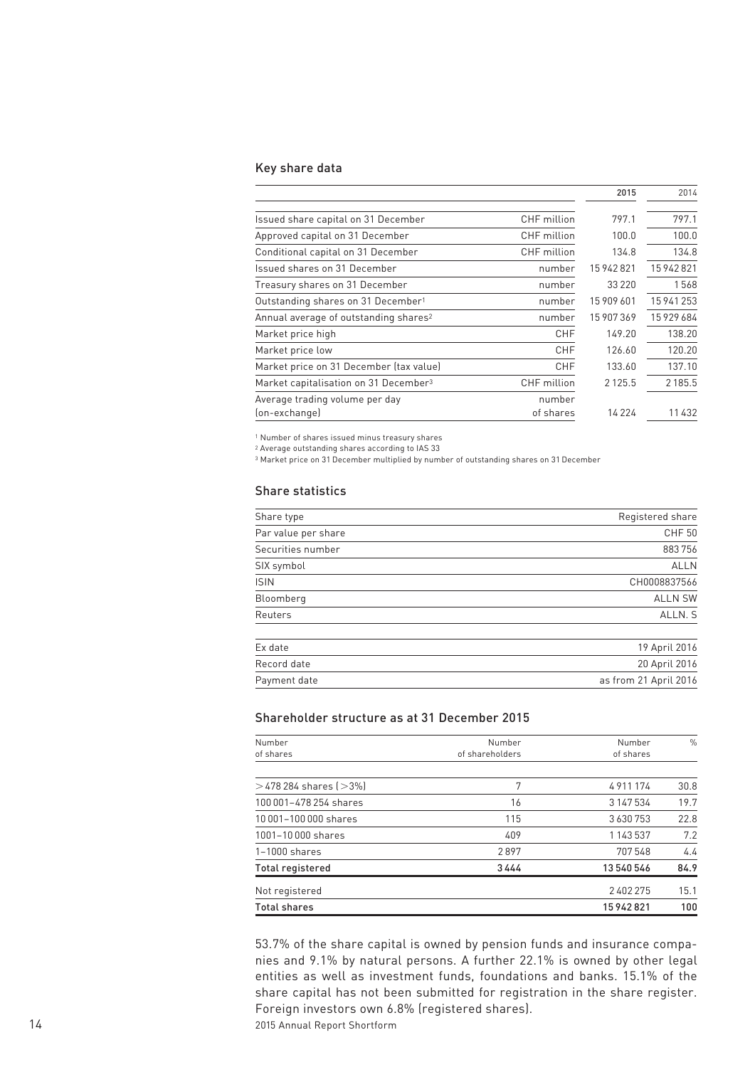## Key share data

| | | 2015 | 2014 |
|---|---|---|---|
| Issued share capital on 31 December | CHF million | 797.1 | 797.1 |
| Approved capital on 31 December | CHF million | 100.0 | 100.0 |
| Conditional capital on 31 December | CHF million | 134.8 | 134.8 |
| Issued shares on 31 December | number | 15 942 821 | 15 942 821 |
| Treasury shares on 31 December | number | 33 220 | 1 568 |
| Outstanding shares on 31 December[1] | number | 15 909 601 | 15 941 253 |
| Annual average of outstanding shares[2] | number | 15 907 369 | 15 929 684 |
| Market price high | CHF | 149.20 | 138.20 |
| Market price low | CHF | 126.60 | 120.20 |
| Market price on 31 December (tax value) | CHF | 133.60 | 137.10 |
| Market capitalisation on 31 December[3] | CHF million | 2 125.5 | 2 185.5 |
| Average trading volume per day (on-exchange) | number of shares | 14 224 | 11 432 |

[1] Number of shares issued minus treasury shares
[2] Average outstanding shares according to IAS 33
[3] Market price on 31 December multiplied by number of outstanding shares on 31 December

## Share statistics

| | |
|---|---|
| Share type | Registered share |
| Par value per share | CHF 50 |
| Securities number | 883756 |
| SIX symbol | ALLN |
| ISIN | CH0008837566 |
| Bloomberg | ALLN SW |
| Reuters | ALLN. S |
| Ex date | 19 April 2016 |
| Record date | 20 April 2016 |
| Payment date | as from 21 April 2016 |

## Shareholder structure as at 31 December 2015

| Number of shares | Number of shareholders | Number of shares | % |
|---|---|---|---|
| >478 284 shares (>3%) | 7 | 4 911 174 | 30.8 |
| 100 001–478 254 shares | 16 | 3 147 534 | 19.7 |
| 10 001–100 000 shares | 115 | 3 630 753 | 22.8 |
| 1001–10 000 shares | 409 | 1 143 537 | 7.2 |
| 1–1000 shares | 2 897 | 707 548 | 4.4 |
| **Total registered** | **3 444** | **13 540 546** | **84.9** |
| Not registered | | 2 402 275 | 15.1 |
| **Total shares** | | **15 942 821** | **100** |

53.7% of the share capital is owned by pension funds and insurance companies and 9.1% by natural persons. A further 22.1% is owned by other legal entities as well as investment funds, foundations and banks. 15.1% of the share capital has not been submitted for registration in the share register. Foreign investors own 6.8% (registered shares).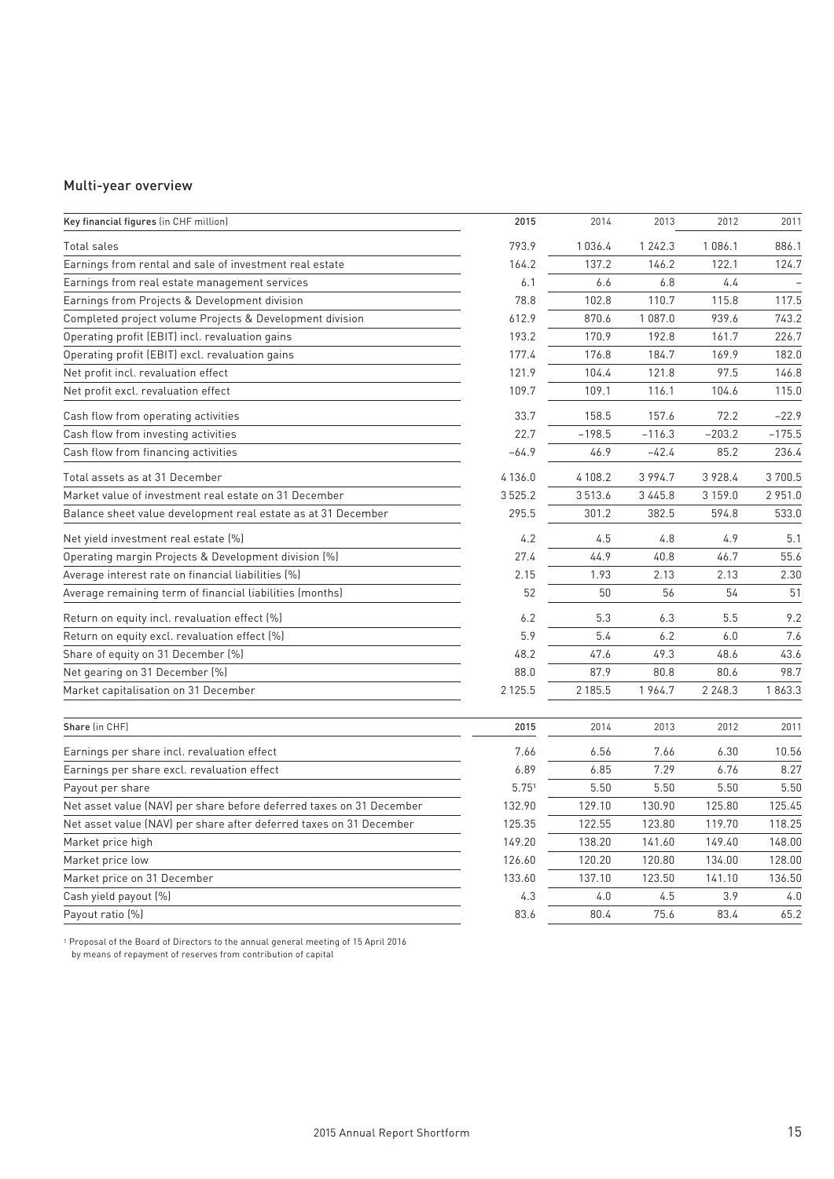## Multi-year overview

| Key financial figures (in CHF million) | 2015 | 2014 | 2013 | 2012 | 2011 |
|---|---|---|---|---|---|
| Total sales | 793.9 | 1 036.4 | 1 242.3 | 1 086.1 | 886.1 |
| Earnings from rental and sale of investment real estate | 164.2 | 137.2 | 146.2 | 122.1 | 124.7 |
| Earnings from real estate management services | 6.1 | 6.6 | 6.8 | 4.4 | – |
| Earnings from Projects & Development division | 78.8 | 102.8 | 110.7 | 115.8 | 117.5 |
| Completed project volume Projects & Development division | 612.9 | 870.6 | 1 087.0 | 939.6 | 743.2 |
| Operating profit (EBIT) incl. revaluation gains | 193.2 | 170.9 | 192.8 | 161.7 | 226.7 |
| Operating profit (EBIT) excl. revaluation gains | 177.4 | 176.8 | 184.7 | 169.9 | 182.0 |
| Net profit incl. revaluation effect | 121.9 | 104.4 | 121.8 | 97.5 | 146.8 |
| Net profit excl. revaluation effect | 109.7 | 109.1 | 116.1 | 104.6 | 115.0 |
| Cash flow from operating activities | 33.7 | 158.5 | 157.6 | 72.2 | –22.9 |
| Cash flow from investing activities | 22.7 | –198.5 | –116.3 | –203.2 | –175.5 |
| Cash flow from financing activities | –64.9 | 46.9 | –42.4 | 85.2 | 236.4 |
| Total assets as at 31 December | 4 136.0 | 4 108.2 | 3 994.7 | 3 928.4 | 3 700.5 |
| Market value of investment real estate on 31 December | 3 525.2 | 3 513.6 | 3 445.8 | 3 159.0 | 2 951.0 |
| Balance sheet value development real estate as at 31 December | 295.5 | 301.2 | 382.5 | 594.8 | 533.0 |
| Net yield investment real estate (%) | 4.2 | 4.5 | 4.8 | 4.9 | 5.1 |
| Operating margin Projects & Development division (%) | 27.4 | 44.9 | 40.8 | 46.7 | 55.6 |
| Average interest rate on financial liabilities (%) | 2.15 | 1.93 | 2.13 | 2.13 | 2.30 |
| Average remaining term of financial liabilities (months) | 52 | 50 | 56 | 54 | 51 |
| Return on equity incl. revaluation effect (%) | 6.2 | 5.3 | 6.3 | 5.5 | 9.2 |
| Return on equity excl. revaluation effect (%) | 5.9 | 5.4 | 6.2 | 6.0 | 7.6 |
| Share of equity on 31 December (%) | 48.2 | 47.6 | 49.3 | 48.6 | 43.6 |
| Net gearing on 31 December (%) | 88.0 | 87.9 | 80.8 | 80.6 | 98.7 |
| Market capitalisation on 31 December | 2 125.5 | 2 185.5 | 1 964.7 | 2 248.3 | 1 863.3 |

| Share (in CHF) | 2015 | 2014 | 2013 | 2012 | 2011 |
|---|---|---|---|---|---|
| Earnings per share incl. revaluation effect | 7.66 | 6.56 | 7.66 | 6.30 | 10.56 |
| Earnings per share excl. revaluation effect | 6.89 | 6.85 | 7.29 | 6.76 | 8.27 |
| Payout per share | 5.75[1] | 5.50 | 5.50 | 5.50 | 5.50 |
| Net asset value (NAV) per share before deferred taxes on 31 December | 132.90 | 129.10 | 130.90 | 125.80 | 125.45 |
| Net asset value (NAV) per share after deferred taxes on 31 December | 125.35 | 122.55 | 123.80 | 119.70 | 118.25 |
| Market price high | 149.20 | 138.20 | 141.60 | 149.40 | 148.00 |
| Market price low | 126.60 | 120.20 | 120.80 | 134.00 | 128.00 |
| Market price on 31 December | 133.60 | 137.10 | 123.50 | 141.10 | 136.50 |
| Cash yield payout (%) | 4.3 | 4.0 | 4.5 | 3.9 | 4.0 |
| Payout ratio (%) | 83.6 | 80.4 | 75.6 | 83.4 | 65.2 |

[1] Proposal of the Board of Directors to the annual general meeting of 15 April 2016 by means of repayment of reserves from contribution of capital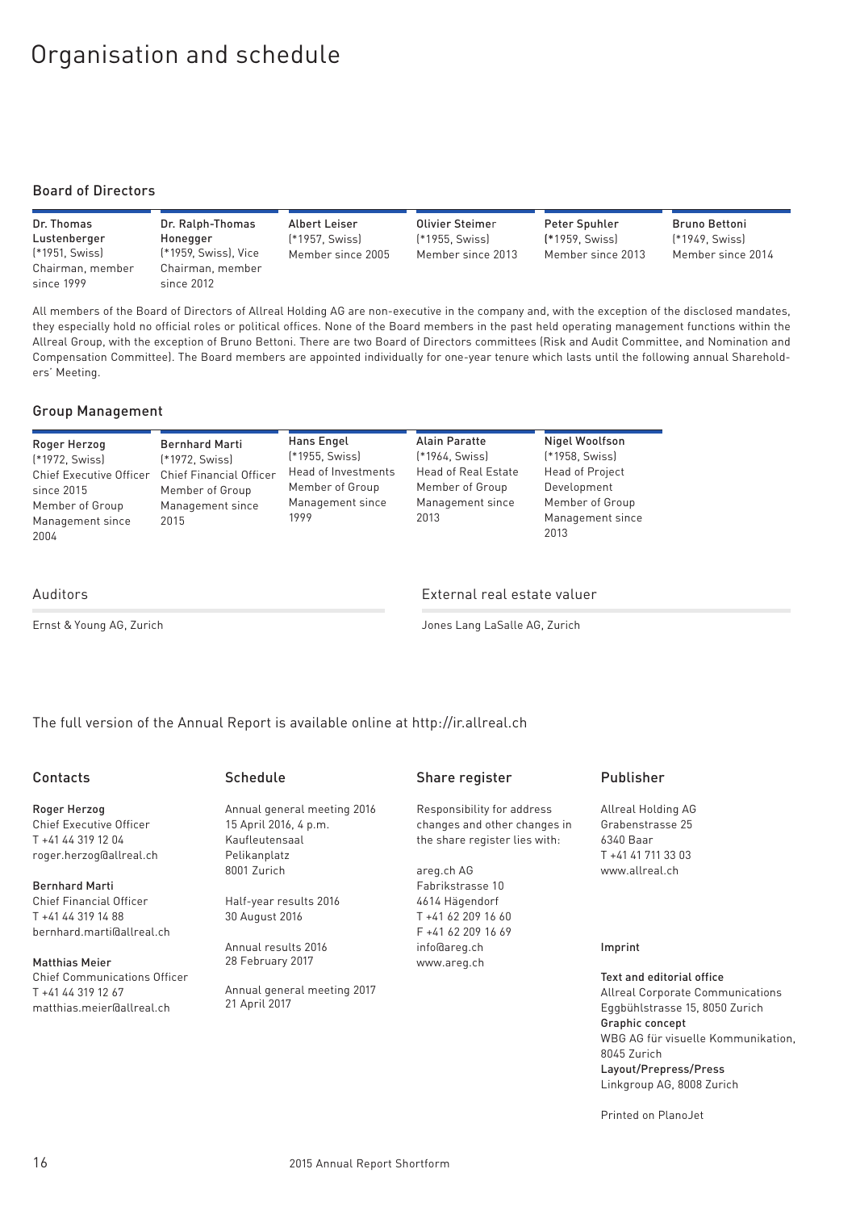# Organisation and schedule

## Board of Directors

**Dr. Thomas Lustenberger**
(*1951, Swiss)
Chairman, member since 1999

**Dr. Ralph-Thomas Honegger**
(*1959, Swiss), Vice Chairman, member since 2012

**Albert Leiser**
(*1957, Swiss)
Member since 2005

**Olivier Steimer**
(*1955, Swiss)
Member since 2013

**Peter Spuhler**
(*1959, Swiss)
Member since 2013

**Bruno Bettoni**
(*1949, Swiss)
Member since 2014

All members of the Board of Directors of Allreal Holding AG are non-executive in the company and, with the exception of the disclosed mandates, they especially hold no official roles or political offices. None of the Board members in the past held operating management functions within the Allreal Group, with the exception of Bruno Bettoni. There are two Board of Directors committees (Risk and Audit Committee, and Nomination and Compensation Committee). The Board members are appointed individually for one-year tenure which lasts until the following annual Shareholders' Meeting.

## Group Management

**Roger Herzog**
(*1972, Swiss)
Chief Executive Officer since 2015
Member of Group Management since 2004

**Bernhard Marti**
(*1972, Swiss)
Chief Financial Officer
Member of Group Management since 2015

**Hans Engel**
(*1955, Swiss)
Head of Investments
Member of Group Management since 1999

**Alain Paratte**
(*1964, Swiss)
Head of Real Estate
Member of Group Management since 2013

**Nigel Woolfson**
(*1958, Swiss)
Head of Project Development
Member of Group Management since 2013

## Auditors

Ernst & Young AG, Zurich

## External real estate valuer

Jones Lang LaSalle AG, Zurich

The full version of the Annual Report is available online at http://ir.allreal.ch

## Contacts

**Roger Herzog**
Chief Executive Officer
T +41 44 319 12 04
roger.herzog@allreal.ch

**Bernhard Marti**
Chief Financial Officer
T +41 44 319 14 88
bernhard.marti@allreal.ch

**Matthias Meier**
Chief Communications Officer
T +41 44 319 12 67
matthias.meier@allreal.ch

## Schedule

Annual general meeting 2016
15 April 2016, 4 p.m.
Kaufleutensaal
Pelikanplatz
8001 Zurich

Half-year results 2016
30 August 2016

Annual results 2016
28 February 2017

Annual general meeting 2017
21 April 2017

## Share register

Responsibility for address changes and other changes in the share register lies with:

areg.ch AG
Fabrikstrasse 10
4614 Hägendorf
T +41 62 209 16 60
F +41 62 209 16 69
info@areg.ch
www.areg.ch

## Publisher

Allreal Holding AG
Grabenstrasse 25
6340 Baar
T +41 41 711 33 03
www.allreal.ch

### Imprint

**Text and editorial office**
Allreal Corporate Communications
Eggbühlstrasse 15, 8050 Zurich

**Graphic concept**
WBG AG für visuelle Kommunikation, 8045 Zurich

**Layout/Prepress/Press**
Linkgroup AG, 8008 Zurich

Printed on PlanoJet